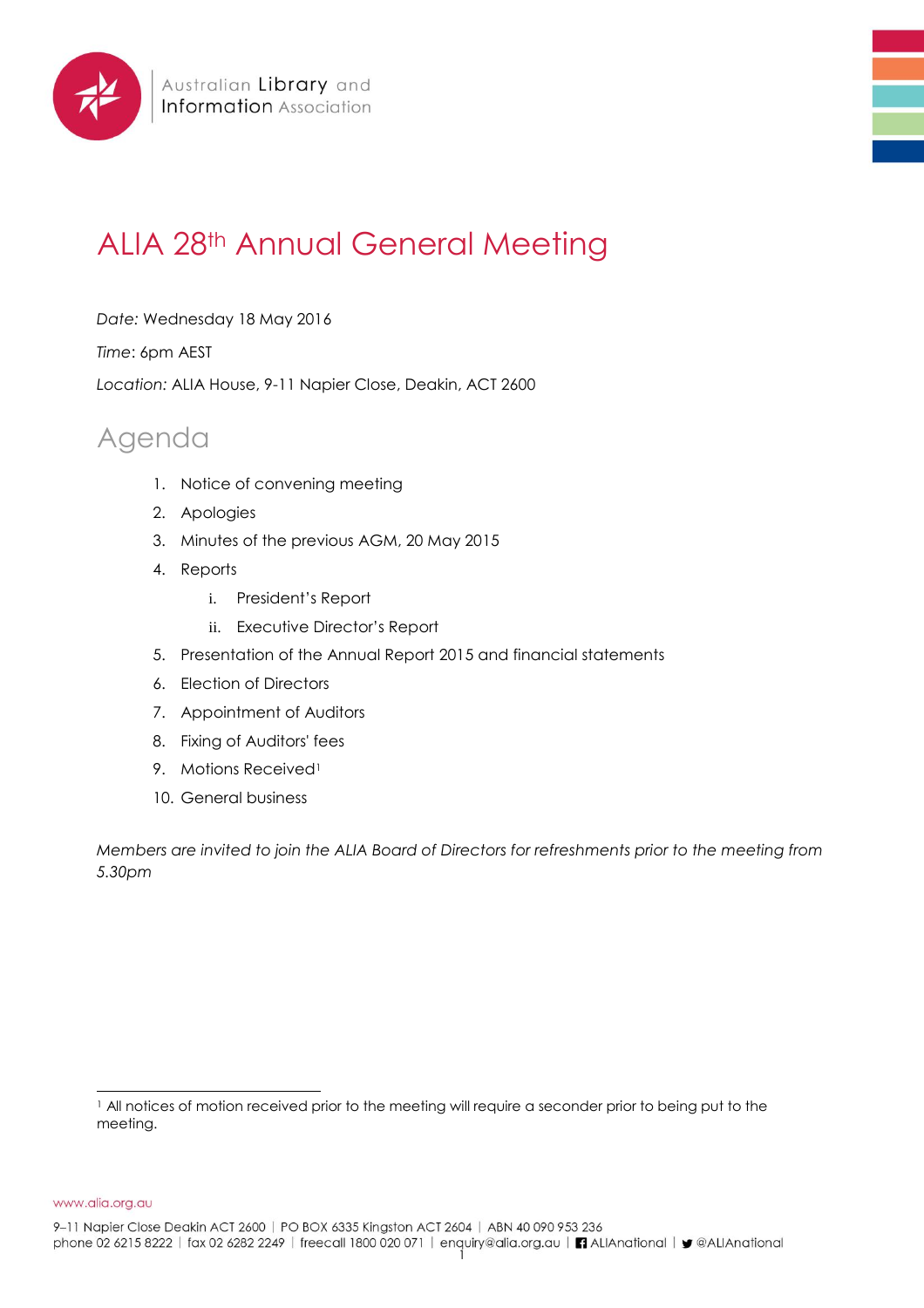Australian Library and Information Association

# ALIA 28th Annual General Meeting

*Date:* Wednesday 18 May 2016

*Time*: 6pm AEST

*Location:* ALIA House, 9-11 Napier Close, Deakin, ACT 2600

## Agenda

1. Notice of convening meeting
2. Apologies
3. Minutes of the previous AGM, 20 May 2015
4. Reports
   i. President's Report
   ii. Executive Director's Report
5. Presentation of the Annual Report 2015 and financial statements
6. Election of Directors
7. Appointment of Auditors
8. Fixing of Auditors' fees
9. Motions Received[1]
10. General business

*Members are invited to join the ALIA Board of Directors for refreshments prior to the meeting from 5.30pm*

[1] All notices of motion received prior to the meeting will require a seconder prior to being put to the meeting.

www.alia.org.au

9–11 Napier Close Deakin ACT 2600 | PO BOX 6335 Kingston ACT 2604 | ABN 40 090 953 236
phone 02 6215 8222 | fax 02 6282 2249 | freecall 1800 020 071 | enquiry@alia.org.au | ALIAnational | @ALIAnational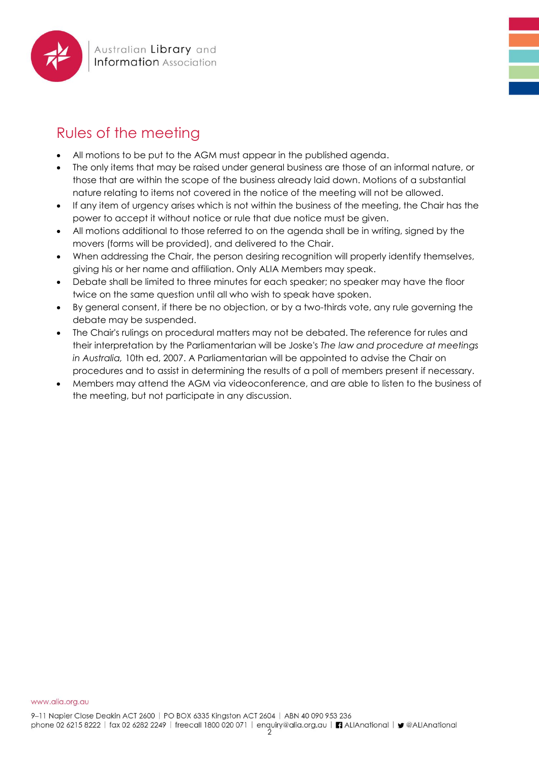## Rules of the meeting

- All motions to be put to the AGM must appear in the published agenda.
- The only items that may be raised under general business are those of an informal nature, or those that are within the scope of the business already laid down. Motions of a substantial nature relating to items not covered in the notice of the meeting will not be allowed.
- If any item of urgency arises which is not within the business of the meeting, the Chair has the power to accept it without notice or rule that due notice must be given.
- All motions additional to those referred to on the agenda shall be in writing, signed by the movers (forms will be provided), and delivered to the Chair.
- When addressing the Chair, the person desiring recognition will properly identify themselves, giving his or her name and affiliation. Only ALIA Members may speak.
- Debate shall be limited to three minutes for each speaker; no speaker may have the floor twice on the same question until all who wish to speak have spoken.
- By general consent, if there be no objection, or by a two-thirds vote, any rule governing the debate may be suspended.
- The Chair's rulings on procedural matters may not be debated. The reference for rules and their interpretation by the Parliamentarian will be Joske's *The law and procedure at meetings in Australia,* 10th ed, 2007. A Parliamentarian will be appointed to advise the Chair on procedures and to assist in determining the results of a poll of members present if necessary.
- Members may attend the AGM via videoconference, and are able to listen to the business of the meeting, but not participate in any discussion.